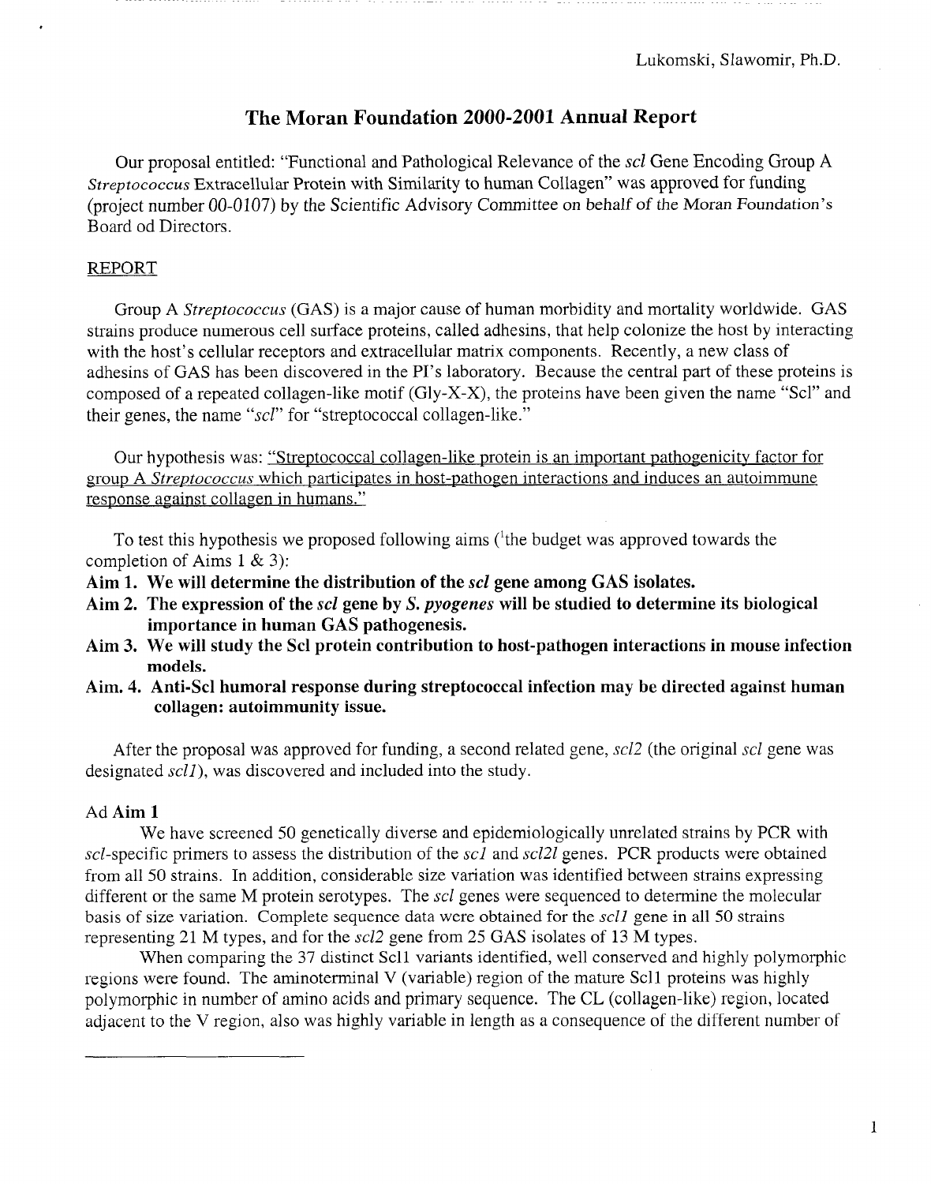Lukomski, Slawomir, Ph.D.

# The Moran Foundation 2000-2001 Annual Report

Our proposal entitled: "Functional and Pathological Relevance of the *scl* Gene Encoding Group A *Streptococcus* Extracellular Protein with Similarity to human Collagen" was approved for funding (project number 00-0107) by the Scientific Advisory Committee on behalf of the Moran Foundation's Board od Directors.

## REPORT

Group A *Streptococcus* (GAS) is a major cause of human morbidity and mortality worldwide. GAS strains produce numerous cell surface proteins, called adhesins, that help colonize the host by interacting with the host's cellular receptors and extracellular matrix components. Recently, a new class of adhesins of GAS has been discovered in the PI's laboratory. Because the central part of these proteins is composed of a repeated collagen-like motif (Gly-X-X), the proteins have been given the name "Scl" and their genes, the name "*scl*" for "streptococcal collagen-like."

Our hypothesis was: "Streptococcal collagen-like protein is an important pathogenicity factor for group A *Streptococcus* which participates in host-pathogen interactions and induces an autoimmune response against collagen in humans."

To test this hypothesis we proposed following aims ([1]the budget was approved towards the completion of Aims 1 & 3):

**Aim 1. We will determine the distribution of the *scl* gene among GAS isolates.**

**Aim 2. The expression of the *scl* gene by *S. pyogenes* will be studied to determine its biological importance in human GAS pathogenesis.**

**Aim 3. We will study the Scl protein contribution to host-pathogen interactions in mouse infection models.**

**Aim. 4. Anti-Scl humoral response during streptococcal infection may be directed against human collagen: autoimmunity issue.**

After the proposal was approved for funding, a second related gene, *scl2* (the original *scl* gene was designated *scl1*), was discovered and included into the study.

### Ad Aim 1

We have screened 50 genetically diverse and epidemiologically unrelated strains by PCR with *scl*-specific primers to assess the distribution of the *scl* and *scl2l* genes. PCR products were obtained from all 50 strains. In addition, considerable size variation was identified between strains expressing different or the same M protein serotypes. The *scl* genes were sequenced to determine the molecular basis of size variation. Complete sequence data were obtained for the *scl1* gene in all 50 strains representing 21 M types, and for the *scl2* gene from 25 GAS isolates of 13 M types.

When comparing the 37 distinct Scl1 variants identified, well conserved and highly polymorphic regions were found. The aminoterminal V (variable) region of the mature Scl1 proteins was highly polymorphic in number of amino acids and primary sequence. The CL (collagen-like) region, located adjacent to the V region, also was highly variable in length as a consequence of the different number of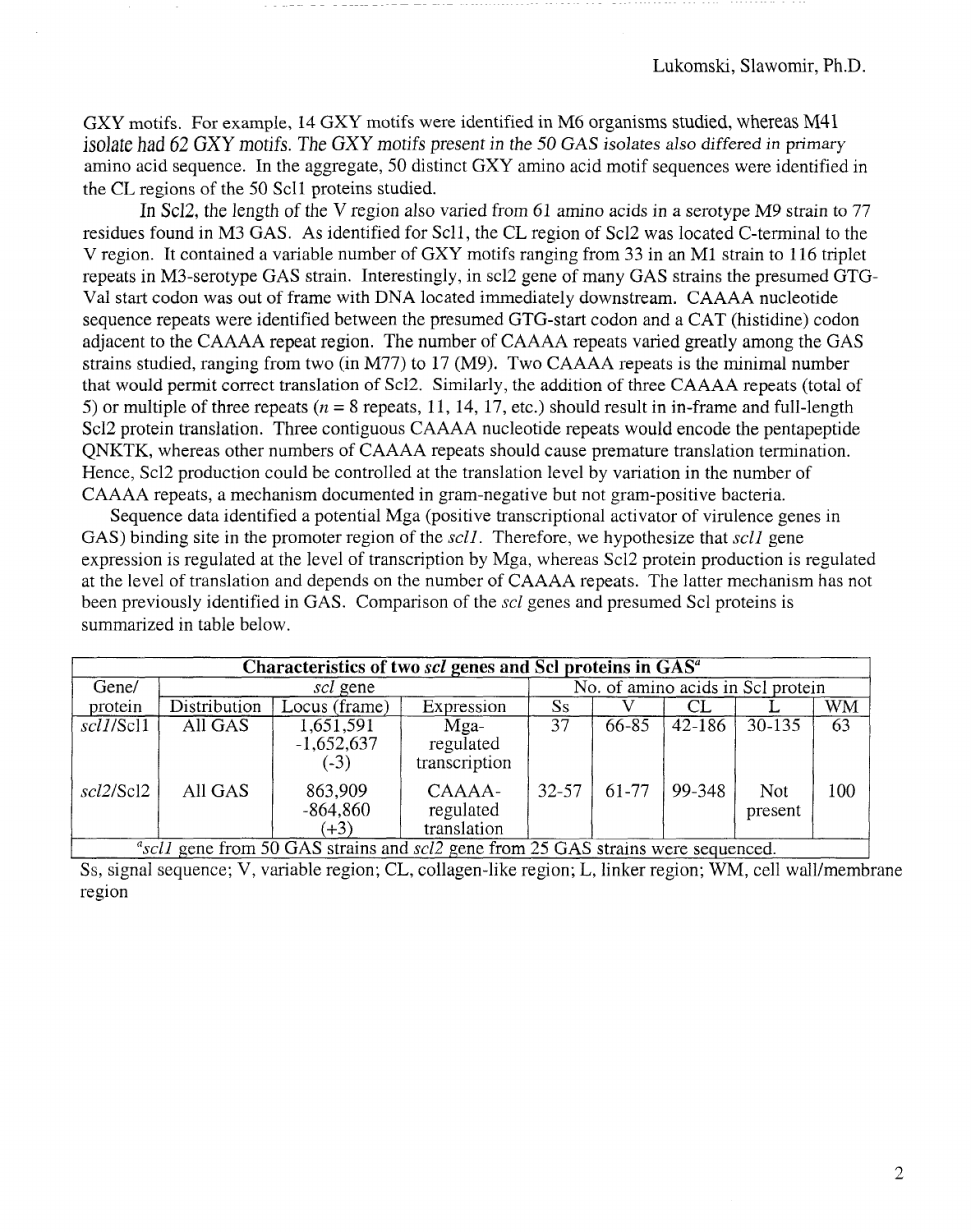GXY motifs. For example, 14 GXY motifs were identified in M6 organisms studied, whereas M41 isolate had 62 GXY motifs. The GXY motifs present in the 50 GAS isolates also differed in primary amino acid sequence. In the aggregate, 50 distinct GXY amino acid motif sequences were identified in the CL regions of the 50 Scl1 proteins studied.

In Scl2, the length of the V region also varied from 61 amino acids in a serotype M9 strain to 77 residues found in M3 GAS. As identified for Scl1, the CL region of Scl2 was located C-terminal to the V region. It contained a variable number of GXY motifs ranging from 33 in an M1 strain to 116 triplet repeats in M3-serotype GAS strain. Interestingly, in scl2 gene of many GAS strains the presumed GTG-Val start codon was out of frame with DNA located immediately downstream. CAAAA nucleotide sequence repeats were identified between the presumed GTG-start codon and a CAT (histidine) codon adjacent to the CAAAA repeat region. The number of CAAAA repeats varied greatly among the GAS strains studied, ranging from two (in M77) to 17 (M9). Two CAAAA repeats is the minimal number that would permit correct translation of Scl2. Similarly, the addition of three CAAAA repeats (total of 5) or multiple of three repeats ($n$ = 8 repeats, 11, 14, 17, etc.) should result in in-frame and full-length Scl2 protein translation. Three contiguous CAAAA nucleotide repeats would encode the pentapeptide QNKTK, whereas other numbers of CAAAA repeats should cause premature translation termination. Hence, Scl2 production could be controlled at the translation level by variation in the number of CAAAA repeats, a mechanism documented in gram-negative but not gram-positive bacteria.

Sequence data identified a potential Mga (positive transcriptional activator of virulence genes in GAS) binding site in the promoter region of the *scl1*. Therefore, we hypothesize that *scl1* gene expression is regulated at the level of transcription by Mga, whereas Scl2 protein production is regulated at the level of translation and depends on the number of CAAAA repeats. The latter mechanism has not been previously identified in GAS. Comparison of the *scl* genes and presumed Scl proteins is summarized in table below.

**Characteristics of two *scl* genes and Scl proteins in GAS[a]**

| Gene/protein | *scl* gene | | | No. of amino acids in Scl protein | | | | |
|---|---|---|---|---|---|---|---|---|
| | Distribution | Locus (frame) | Expression | Ss | V | CL | L | WM |
| *scl1*/Scl1 | All GAS | 1,651,591 -1,652,637 (-3) | Mga-regulated transcription | 37 | 66-85 | 42-186 | 30-135 | 63 |
| *scl2*/Scl2 | All GAS | 863,909 -864,860 (+3) | CAAAA-regulated translation | 32-57 | 61-77 | 99-348 | Not present | 100 |

[a]*scl1* gene from 50 GAS strains and *scl2* gene from 25 GAS strains were sequenced.

Ss, signal sequence; V, variable region; CL, collagen-like region; L, linker region; WM, cell wall/membrane region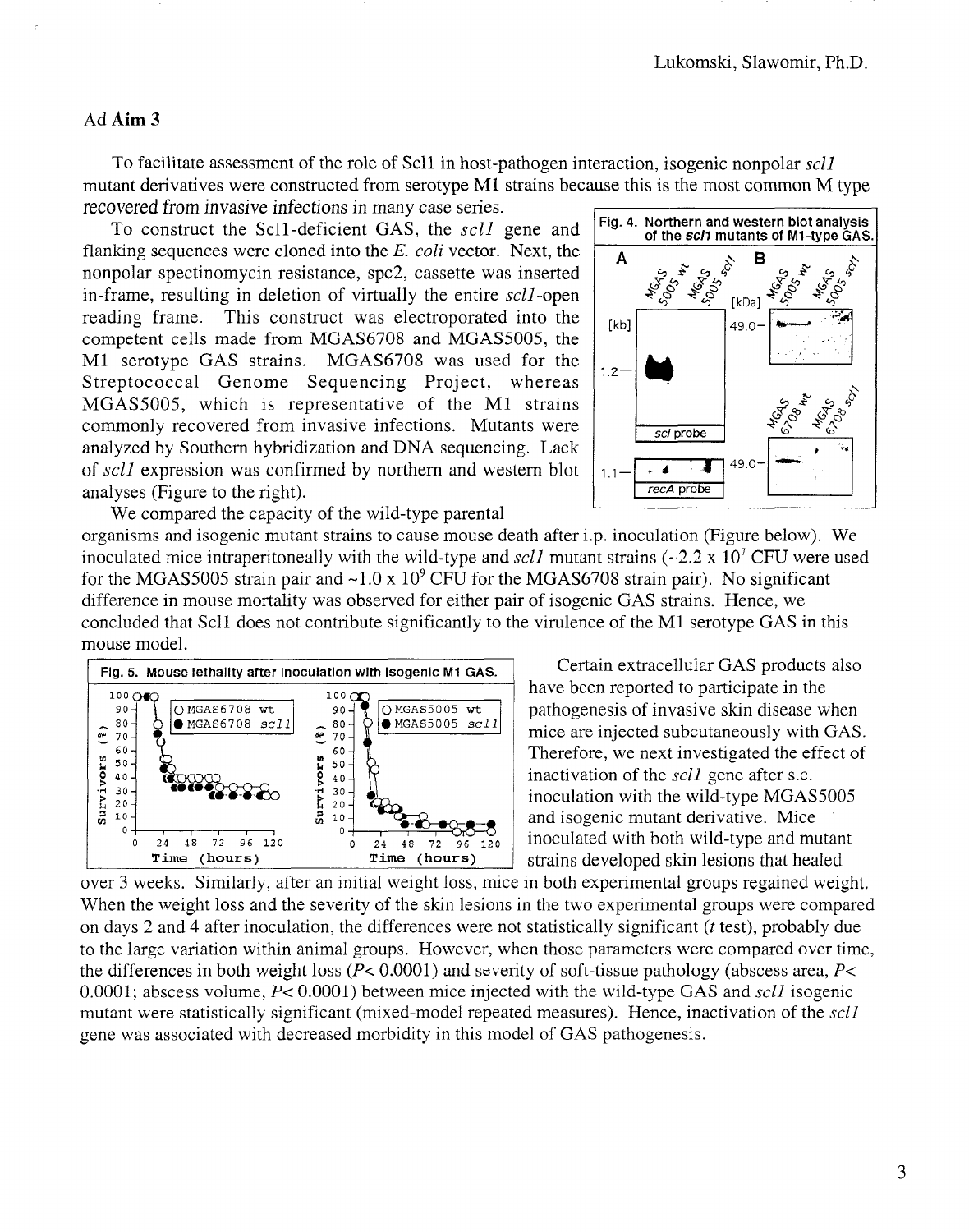## Ad **Aim 3**

To facilitate assessment of the role of Scl1 in host-pathogen interaction, isogenic nonpolar *scl1* mutant derivatives were constructed from serotype M1 strains because this is the most common M type recovered from invasive infections in many case series.

To construct the Scl1-deficient GAS, the *scl1* gene and flanking sequences were cloned into the *E. coli* vector. Next, the nonpolar spectinomycin resistance, spc2, cassette was inserted in-frame, resulting in deletion of virtually the entire *scl1*-open reading frame. This construct was electroporated into the competent cells made from MGAS6708 and MGAS5005, the M1 serotype GAS strains. MGAS6708 was used for the Streptococcal Genome Sequencing Project, whereas MGAS5005, which is representative of the M1 strains commonly recovered from invasive infections. Mutants were analyzed by Southern hybridization and DNA sequencing. Lack of *scl1* expression was confirmed by northern and western blot analyses (Figure to the right).

**Fig. 4. Northern and western blot analysis of the *scl1* mutants of M1-type GAS.**

We compared the capacity of the wild-type parental organisms and isogenic mutant strains to cause mouse death after i.p. inoculation (Figure below). We inoculated mice intraperitoneally with the wild-type and *scl1* mutant strains (~2.2 x $10^7$ CFU were used for the MGAS5005 strain pair and ~1.0 x $10^9$ CFU for the MGAS6708 strain pair). No significant difference in mouse mortality was observed for either pair of isogenic GAS strains. Hence, we concluded that Scl1 does not contribute significantly to the virulence of the M1 serotype GAS in this mouse model.

**Fig. 5. Mouse lethality after inoculation with isogenic M1 GAS.**

Certain extracellular GAS products also have been reported to participate in the pathogenesis of invasive skin disease when mice are injected subcutaneously with GAS. Therefore, we next investigated the effect of inactivation of the *scl1* gene after s.c. inoculation with the wild-type MGAS5005 and isogenic mutant derivative. Mice inoculated with both wild-type and mutant strains developed skin lesions that healed over 3 weeks. Similarly, after an initial weight loss, mice in both experimental groups regained weight. When the weight loss and the severity of the skin lesions in the two experimental groups were compared on days 2 and 4 after inoculation, the differences were not statistically significant (*t* test), probably due to the large variation within animal groups. However, when those parameters were compared over time, the differences in both weight loss ($P < 0.0001$) and severity of soft-tissue pathology (abscess area, $P < 0.0001$; abscess volume, $P < 0.0001$) between mice injected with the wild-type GAS and *scl1* isogenic mutant were statistically significant (mixed-model repeated measures). Hence, inactivation of the *scl1* gene was associated with decreased morbidity in this model of GAS pathogenesis.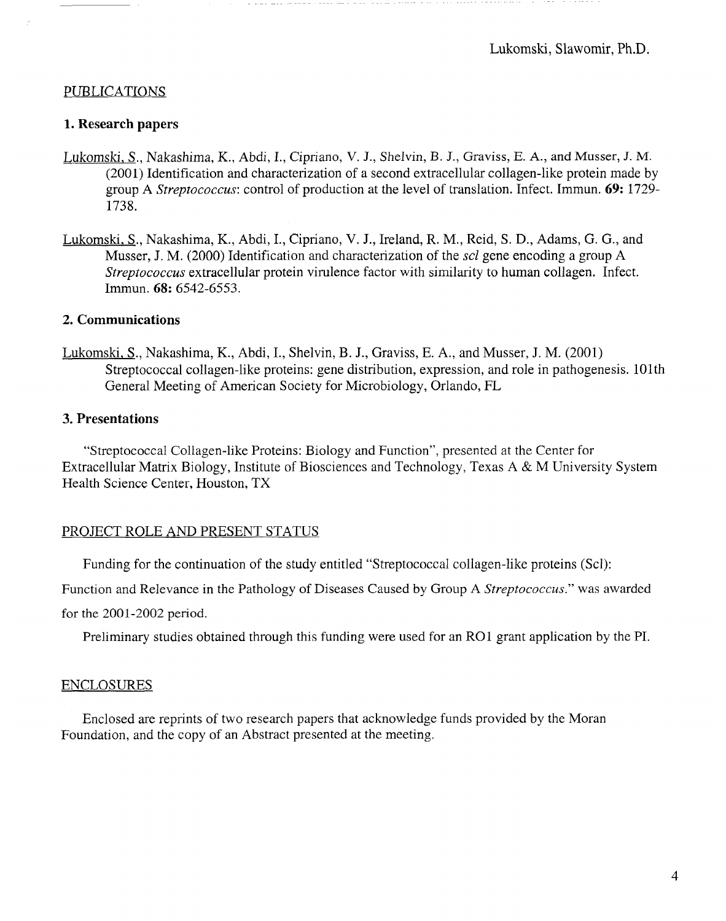## PUBLICATIONS

### 1. Research papers

Lukomski, S., Nakashima, K., Abdi, I., Cipriano, V. J., Shelvin, B. J., Graviss, E. A., and Musser, J. M. (2001) Identification and characterization of a second extracellular collagen-like protein made by group A *Streptococcus*: control of production at the level of translation. Infect. Immun. **69:** 1729-1738.

Lukomski, S., Nakashima, K., Abdi, I., Cipriano, V. J., Ireland, R. M., Reid, S. D., Adams, G. G., and Musser, J. M. (2000) Identification and characterization of the *scl* gene encoding a group A *Streptococcus* extracellular protein virulence factor with similarity to human collagen. Infect. Immun. **68:** 6542-6553.

### 2. Communications

Lukomski, S., Nakashima, K., Abdi, I., Shelvin, B. J., Graviss, E. A., and Musser, J. M. (2001) Streptococcal collagen-like proteins: gene distribution, expression, and role in pathogenesis. 101th General Meeting of American Society for Microbiology, Orlando, FL

### 3. Presentations

"Streptococcal Collagen-like Proteins: Biology and Function", presented at the Center for Extracellular Matrix Biology, Institute of Biosciences and Technology, Texas A & M University System Health Science Center, Houston, TX

## PROJECT ROLE AND PRESENT STATUS

Funding for the continuation of the study entitled "Streptococcal collagen-like proteins (Scl): Function and Relevance in the Pathology of Diseases Caused by Group A *Streptococcus*." was awarded for the 2001-2002 period.

Preliminary studies obtained through this funding were used for an RO1 grant application by the PI.

## ENCLOSURES

Enclosed are reprints of two research papers that acknowledge funds provided by the Moran Foundation, and the copy of an Abstract presented at the meeting.